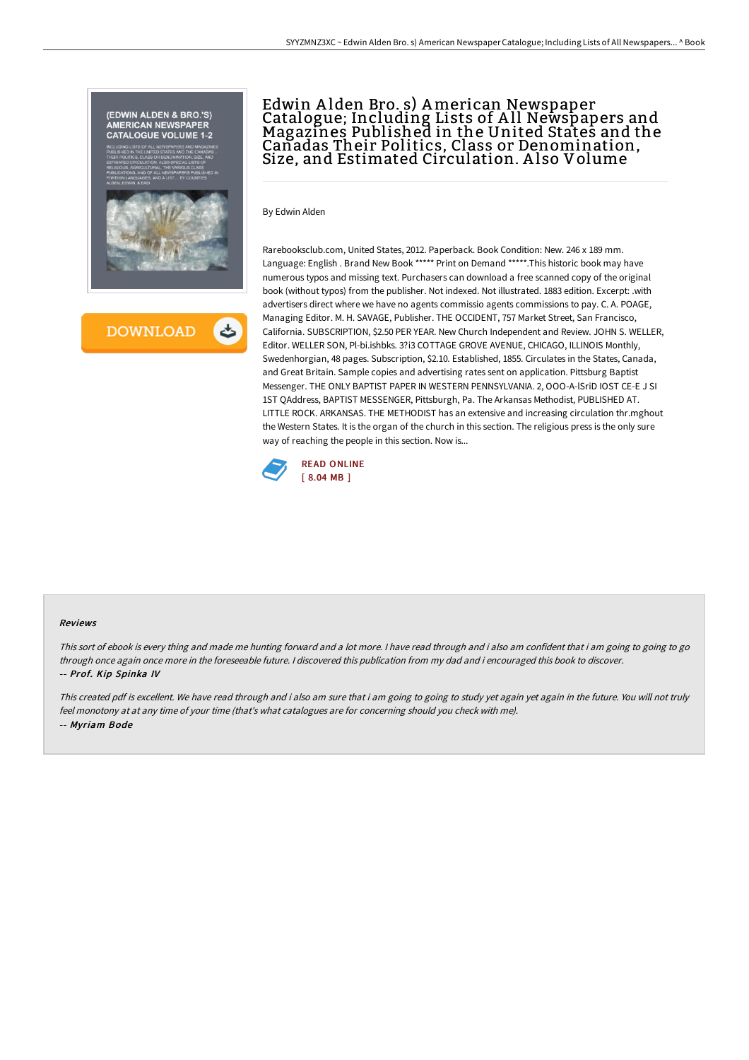# Edwin Alden Bro. s) American Newspaper Catalogue; Including Lists of All Newspapers and Magazines Published in the United States and the Canadas Their Politics, Class or Denomination, Size, and Estimated Circulation. Also Volume

By Edwin Alden

Rarebooksclub.com, United States, 2012. Paperback. Book Condition: New. 246 x 189 mm. Language: English . Brand New Book ***** Print on Demand *****.This historic book may have numerous typos and missing text. Purchasers can download a free scanned copy of the original book (without typos) from the publisher. Not indexed. Not illustrated. 1883 edition. Excerpt: .with advertisers direct where we have no agents commissio agents commissions to pay. C. A. POAGE, Managing Editor. M. H. SAVAGE, Publisher. THE OCCIDENT, 757 Market Street, San Francisco, California. SUBSCRIPTION, $2.50 PER YEAR. New Church Independent and Review. JOHN S. WELLER, Editor. WELLER SON, Pl-bi.ishbks. 3?i3 COTTAGE GROVE AVENUE, CHICAGO, ILLINOIS Monthly, Swedenhorgian, 48 pages. Subscription, $2.10. Established, 1855. Circulates in the States, Canada, and Great Britain. Sample copies and advertising rates sent on application. Pittsburg Baptist Messenger. THE ONLY BAPTIST PAPER IN WESTERN PENNSYLVANIA. 2, OOO-A-lSriD IOST CE-E J SI 1ST QAddress, BAPTIST MESSENGER, Pittsburgh, Pa. The Arkansas Methodist, PUBLISHED AT. LITTLE ROCK. ARKANSAS. THE METHODIST has an extensive and increasing circulation thr.mghout the Western States. It is the organ of the church in this section. The religious press is the only sure way of reaching the people in this section. Now is...

READ ONLINE
[ 8.04 MB ]

#### Reviews

*This sort of ebook is every thing and made me hunting forward and a lot more. I have read through and i also am confident that i am going to going to go through once again once more in the foreseeable future. I discovered this publication from my dad and i encouraged this book to discover.*
*-- **Prof. Kip Spinka IV***

*This created pdf is excellent. We have read through and i also am sure that i am going to going to study yet again yet again in the future. You will not truly feel monotony at at any time of your time (that's what catalogues are for concerning should you check with me).*
*-- **Myriam Bode***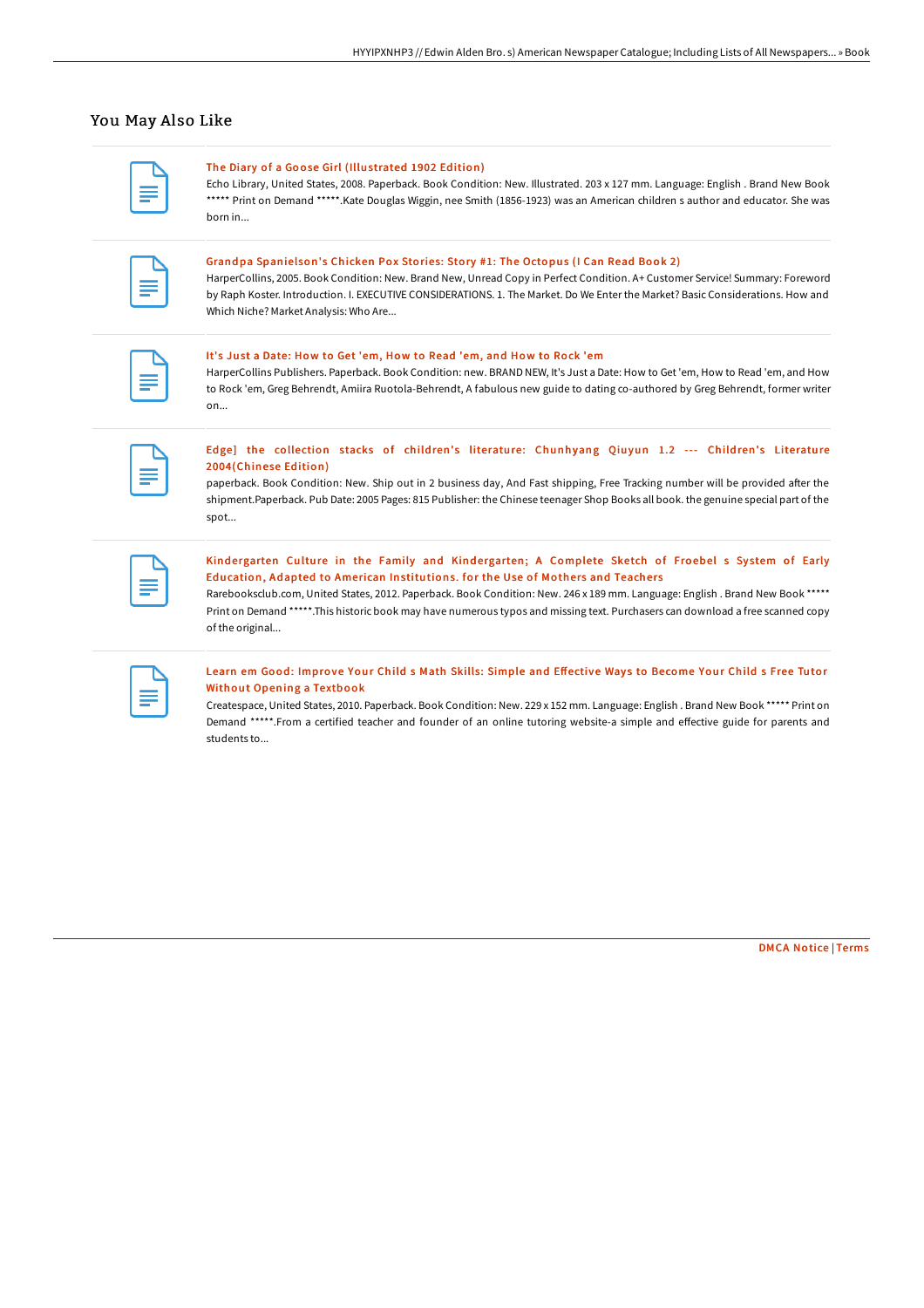## You May Also Like

### The Diary of a Goose Girl (Illustrated 1902 Edition)

Echo Library, United States, 2008. Paperback. Book Condition: New. Illustrated. 203 x 127 mm. Language: English . Brand New Book ***** Print on Demand *****.Kate Douglas Wiggin, nee Smith (1856-1923) was an American children s author and educator. She was born in...

### Grandpa Spanielson's Chicken Pox Stories: Story #1: The Octopus (I Can Read Book 2)

HarperCollins, 2005. Book Condition: New. Brand New, Unread Copy in Perfect Condition. A+ Customer Service! Summary: Foreword by Raph Koster. Introduction. I. EXECUTIVE CONSIDERATIONS. 1. The Market. Do We Enter the Market? Basic Considerations. How and Which Niche? Market Analysis: Who Are...

### It's Just a Date: How to Get 'em, How to Read 'em, and How to Rock 'em

HarperCollins Publishers. Paperback. Book Condition: new. BRAND NEW, It's Just a Date: How to Get 'em, How to Read 'em, and How to Rock 'em, Greg Behrendt, Amiira Ruotola-Behrendt, A fabulous new guide to dating co-authored by Greg Behrendt, former writer on...

### Edge] the collection stacks of children's literature: Chunhyang Qiuyun 1.2 --- Children's Literature 2004(Chinese Edition)

paperback. Book Condition: New. Ship out in 2 business day, And Fast shipping, Free Tracking number will be provided after the shipment.Paperback. Pub Date: 2005 Pages: 815 Publisher: the Chinese teenager Shop Books all book. the genuine special part of the spot...

### Kindergarten Culture in the Family and Kindergarten; A Complete Sketch of Froebel s System of Early Education, Adapted to American Institutions. for the Use of Mothers and Teachers

Rarebooksclub.com, United States, 2012. Paperback. Book Condition: New. 246 x 189 mm. Language: English . Brand New Book ***** Print on Demand *****.This historic book may have numerous typos and missing text. Purchasers can download a free scanned copy of the original...

### Learn em Good: Improve Your Child s Math Skills: Simple and Effective Ways to Become Your Child s Free Tutor Without Opening a Textbook

Createspace, United States, 2010. Paperback. Book Condition: New. 229 x 152 mm. Language: English . Brand New Book ***** Print on Demand *****.From a certified teacher and founder of an online tutoring website-a simple and effective guide for parents and students to...